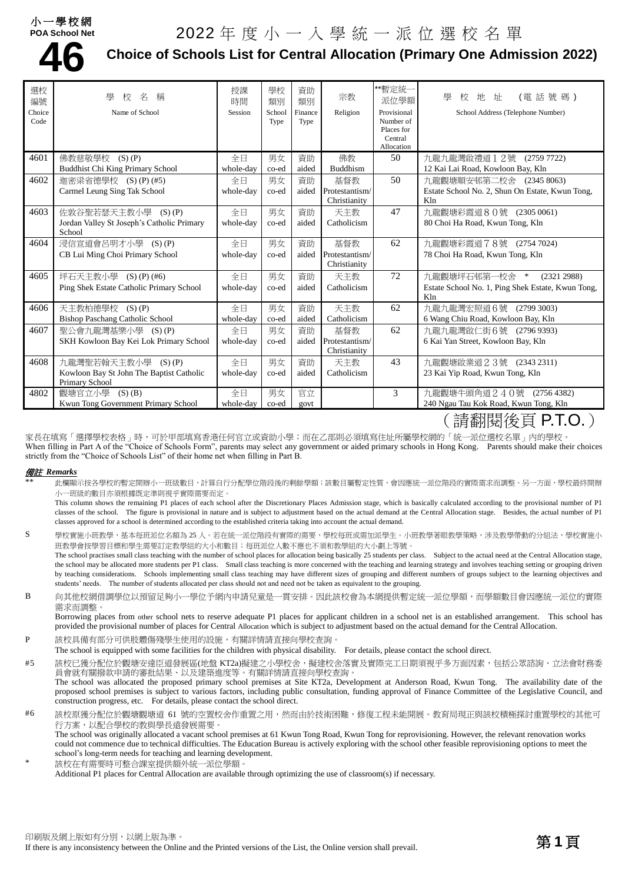小一學校網
POA School Net

# 46

# 2022 年 度 小 一 入 學 統 一 派 位 選 校 名 單

## Choice of Schools List for Central Allocation (Primary One Admission 2022)

| 選校編號 Choice Code | 學 校 名 稱 Name of School | 授課時間 Session | 學校類別 School Type | 資助類別 Finance Type | 宗教 Religion | **暫定統一派位學額 Provisional Number of Places for Central Allocation | 學 校 地 址 (電 話 號 碼) School Address (Telephone Number) |
|---|---|---|---|---|---|---|---|
| 4601 | 佛教慈敬學校 (S) (P)<br>Buddhist Chi King Primary School | 全日<br>whole-day | 男女<br>co-ed | 資助<br>aided | 佛教<br>Buddhism | 50 | 九龍九龍灣啟禮道１２號 (2759 7722)<br>12 Kai Lai Road, Kowloon Bay, Kln |
| 4602 | 迦密梁省德學校 (S) (P) (#5)<br>Carmel Leung Sing Tak School | 全日<br>whole-day | 男女<br>co-ed | 資助<br>aided | 基督教<br>Protestantism/ Christianity | 50 | 九龍觀塘順安邨第二校舍 (2345 8063)<br>Estate School No. 2, Shun On Estate, Kwun Tong, Kln |
| 4603 | 佐敦谷聖若瑟天主教小學 (S) (P)<br>Jordan Valley St Joseph's Catholic Primary School | 全日<br>whole-day | 男女<br>co-ed | 資助<br>aided | 天主教<br>Catholicism | 47 | 九龍觀塘彩霞道８０號 (2305 0061)<br>80 Choi Ha Road, Kwun Tong, Kln |
| 4604 | 浸信宣道會呂明才小學 (S) (P)<br>CB Lui Ming Choi Primary School | 全日<br>whole-day | 男女<br>co-ed | 資助<br>aided | 基督教<br>Protestantism/ Christianity | 62 | 九龍觀塘彩霞道７８號 (2754 7024)<br>78 Choi Ha Road, Kwun Tong, Kln |
| 4605 | 坪石天主教小學 (S) (P) (#6)<br>Ping Shek Estate Catholic Primary School | 全日<br>whole-day | 男女<br>co-ed | 資助<br>aided | 天主教<br>Catholicism | 72 | 九龍觀塘坪石邨第一校舍 * (2321 2988)<br>Estate School No. 1, Ping Shek Estate, Kwun Tong, Kln |
| 4606 | 天主教柏德學校 (S) (P)<br>Bishop Paschang Catholic School | 全日<br>whole-day | 男女<br>co-ed | 資助<br>aided | 天主教<br>Catholicism | 62 | 九龍九龍灣宏照道６號 (2799 3003)<br>6 Wang Chiu Road, Kowloon Bay, Kln |
| 4607 | 聖公會九龍灣基樂小學 (S) (P)<br>SKH Kowloon Bay Kei Lok Primary School | 全日<br>whole-day | 男女<br>co-ed | 資助<br>aided | 基督教<br>Protestantism/ Christianity | 62 | 九龍九龍灣啟仁街６號 (2796 9393)<br>6 Kai Yan Street, Kowloon Bay, Kln |
| 4608 | 九龍灣聖若翰天主教小學 (S) (P)<br>Kowloon Bay St John The Baptist Catholic Primary School | 全日<br>whole-day | 男女<br>co-ed | 資助<br>aided | 天主教<br>Catholicism | 43 | 九龍觀塘啟業道２３號 (2343 2311)<br>23 Kai Yip Road, Kwun Tong, Kln |
| 4802 | 觀塘官立小學 (S) (B)<br>Kwun Tong Government Primary School | 全日<br>whole-day | 男女<br>co-ed | 官立<br>govt | | 3 | 九龍觀塘牛頭角道２４０號 (2756 4382)<br>240 Ngau Tau Kok Road, Kwun Tong, Kln |

（請翻閱後頁 P.T.O.）

家長在填寫「選擇學校表格」時，可於甲部填寫香港任何官立或資助小學；而在乙部則必須填寫住址所屬學校網的「統一派位選校名單」內的學校。
When filling in Part A of the "Choice of Schools Form", parents may select any government or aided primary schools in Hong Kong. Parents should make their choices strictly from the "Choice of Schools List" of their home net when filling in Part B.

***備註 Remarks***

\*\* 此欄顯示按各學校的暫定開辦小一班級數目，計算自行分配學位階段後的剩餘學額；該數目屬暫定性質，會因應統一派位階段的實際需求而調整。另一方面，學校最終開辦小一班級的數目亦須根據既定準則視乎實際需要而定。
This column shows the remaining P1 places of each school after the Discretionary Places Admission stage, which is basically calculated according to the provisional number of P1 classes of the school. The figure is provisional in nature and is subject to adjustment based on the actual demand at the Central Allocation stage. Besides, the actual number of P1 classes approved for a school is determined according to the established criteria taking into account the actual demand.

S 學校實施小班教學，基本每班派位名額為 25 人。若在統一派位階段有實際的需要，學校每班或需加派學生。小班教學著眼教學策略，涉及教學帶動的分組法，學校實施小班教學會按學習目標和學生需要訂定教學組的大小和數目；每班派位人數不應也不須和教學組的大小劃上等號。
The school practises small class teaching with the number of school places for allocation being basically 25 students per class. Subject to the actual need at the Central Allocation stage, the school may be allocated more students per P1 class. Small class teaching is more concerned with the teaching and learning strategy and involves teaching setting or grouping driven by teaching considerations. Schools implementing small class teaching may have different sizes of grouping and different numbers of groups subject to the learning objectives and students' needs. The number of students allocated per class should not and need not be taken as equivalent to the grouping.

B 向其他校網借調學位以預留足夠小一學位予網內申請兒童是一貫安排。因此該校會為本網提供暫定統一派位學額，而學額數目會因應統一派位的實際需求而調整。
Borrowing places from other school nets to reserve adequate P1 places for applicant children in a school net is an established arrangement. This school has provided the provisional number of places for Central Allocation which is subject to adjustment based on the actual demand for the Central Allocation.

P 該校具備有部分可供肢體傷殘學生使用的設施，有關詳情請直接向學校查詢。
The school is equipped with some facilities for the children with physical disability. For details, please contact the school direct.

#5 該校已獲分配位於觀塘安達臣道發展區(地盤 KT2a)擬建之小學校舍，擬建校舍落實及實際完工日期須視乎多方面因素，包括公眾諮詢、立法會財務委員會就有關撥款申請的審批結果、以及建築進度等。有關詳情請直接向學校查詢。
The school was allocated the proposed primary school premises at Site KT2a, Development at Anderson Road, Kwun Tong. The availability date of the proposed school premises is subject to various factors, including public consultation, funding approval of Finance Committee of the Legislative Council, and construction progress, etc. For details, please contact the school direct.

#6 該校原獲分配位於觀塘觀塘道 61 號的空置校舍作重置之用，然而由於技術困難，修復工程未能開展。教育局現正與該校積極探討重置學校的其他可行方案，以配合學校的教與學長遠發展需要。
The school was originally allocated a vacant school premises at 61 Kwun Tong Road, Kwun Tong for reprovisioning. However, the relevant renovation works could not commence due to technical difficulties. The Education Bureau is actively exploring with the school other feasible reprovisioning options to meet the school's long-term needs for teaching and learning development.

\* 該校在有需要時可整合課室提供額外統一派位學額。
Additional P1 places for Central Allocation are available through optimizing the use of classroom(s) if necessary.

印刷版及網上版如有分別，以網上版為準。
If there is any inconsistency between the Online and the Printed versions of the List, the Online version shall prevail.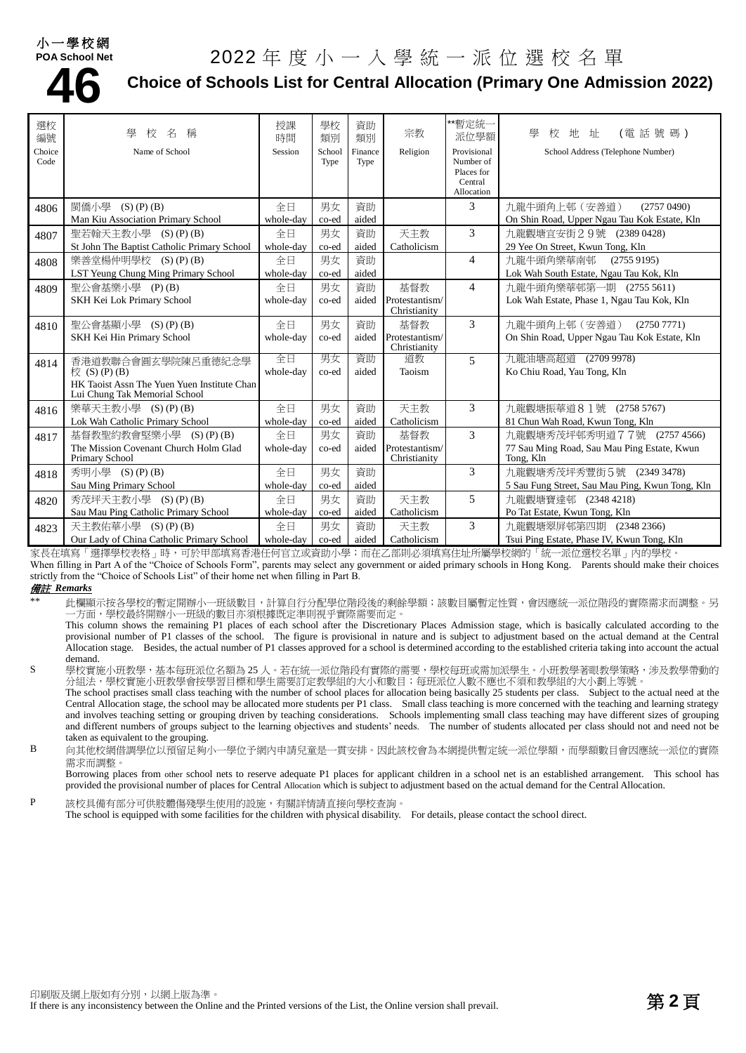小一學校網
POA School Net

# 46

# 2022 年度小一入學統一派位選校名單

## Choice of Schools List for Central Allocation (Primary One Admission 2022)

| 選校編號 Choice Code | 學校名稱 Name of School | 授課時間 Session | 學校類別 School Type | 資助類別 Finance Type | 宗教 Religion | **暫定統一派位學額 Provisional Number of Places for Central Allocation | 學校地址 (電話號碼) School Address (Telephone Number) |
|---|---|---|---|---|---|---|---|
| 4806 | 閩僑小學 (S) (P) (B)<br>Man Kiu Association Primary School | 全日<br>whole-day | 男女<br>co-ed | 資助<br>aided | | 3 | 九龍牛頭角上邨（安善道） (2757 0490)<br>On Shin Road, Upper Ngau Tau Kok Estate, Kln |
| 4807 | 聖若翰天主教小學 (S) (P) (B)<br>St John The Baptist Catholic Primary School | 全日<br>whole-day | 男女<br>co-ed | 資助<br>aided | 天主教<br>Catholicism | 3 | 九龍觀塘宜安街２９號 (2389 0428)<br>29 Yee On Street, Kwun Tong, Kln |
| 4808 | 樂善堂楊仲明學校 (S) (P) (B)<br>LST Yeung Chung Ming Primary School | 全日<br>whole-day | 男女<br>co-ed | 資助<br>aided | | 4 | 九龍牛頭角樂華南邨 (2755 9195)<br>Lok Wah South Estate, Ngau Tau Kok, Kln |
| 4809 | 聖公會基樂小學 (P) (B)<br>SKH Kei Lok Primary School | 全日<br>whole-day | 男女<br>co-ed | 資助<br>aided | 基督教<br>Protestantism/ Christianity | 4 | 九龍牛頭角樂華邨第一期 (2755 5611)<br>Lok Wah Estate, Phase 1, Ngau Tau Kok, Kln |
| 4810 | 聖公會基顯小學 (S) (P) (B)<br>SKH Kei Hin Primary School | 全日<br>whole-day | 男女<br>co-ed | 資助<br>aided | 基督教<br>Protestantism/ Christianity | 3 | 九龍牛頭角上邨（安善道） (2750 7771)<br>On Shin Road, Upper Ngau Tau Kok Estate, Kln |
| 4814 | 香港道教聯合會圓玄學院陳呂重德紀念學校 (S) (P) (B)<br>HK Taoist Assn The Yuen Yuen Institute Chan Lui Chung Tak Memorial School | 全日<br>whole-day | 男女<br>co-ed | 資助<br>aided | 道教<br>Taoism | 5 | 九龍油塘高超道 (2709 9978)<br>Ko Chiu Road, Yau Tong, Kln |
| 4816 | 樂華天主教小學 (S) (P) (B)<br>Lok Wah Catholic Primary School | 全日<br>whole-day | 男女<br>co-ed | 資助<br>aided | 天主教<br>Catholicism | 3 | 九龍觀塘振華道８１號 (2758 5767)<br>81 Chun Wah Road, Kwun Tong, Kln |
| 4817 | 基督教聖約教會堅樂小學 (S) (P) (B)<br>The Mission Covenant Church Holm Glad Primary School | 全日<br>whole-day | 男女<br>co-ed | 資助<br>aided | 基督教<br>Protestantism/ Christianity | 3 | 九龍觀塘秀茂坪邨秀明道７７號 (2757 4566)<br>77 Sau Ming Road, Sau Mau Ping Estate, Kwun Tong, Kln |
| 4818 | 秀明小學 (S) (P) (B)<br>Sau Ming Primary School | 全日<br>whole-day | 男女<br>co-ed | 資助<br>aided | | 3 | 九龍觀塘秀茂坪秀豐街５號 (2349 3478)<br>5 Sau Fung Street, Sau Mau Ping, Kwun Tong, Kln |
| 4820 | 秀茂坪天主教小學 (S) (P) (B)<br>Sau Mau Ping Catholic Primary School | 全日<br>whole-day | 男女<br>co-ed | 資助<br>aided | 天主教<br>Catholicism | 5 | 九龍觀塘寶達邨 (2348 4218)<br>Po Tat Estate, Kwun Tong, Kln |
| 4823 | 天主教佑華小學 (S) (P) (B)<br>Our Lady of China Catholic Primary School | 全日<br>whole-day | 男女<br>co-ed | 資助<br>aided | 天主教<br>Catholicism | 3 | 九龍觀塘翠屏邨第四期 (2348 2366)<br>Tsui Ping Estate, Phase IV, Kwun Tong, Kln |

家長在填寫「選擇學校表格」時，可於甲部填寫香港任何官立或資助小學；而在乙部則必須填寫住址所屬學校網的「統一派位選校名單」內的學校。
When filling in Part A of the "Choice of Schools Form", parents may select any government or aided primary schools in Hong Kong. Parents should make their choices strictly from the "Choice of Schools List" of their home net when filling in Part B.

***備註 Remarks***

\*\* 此欄顯示按各學校的暫定開辦小一班級數目，計算自行分配學位階段後的剩餘學額；該數目屬暫定性質，會因應統一派位階段的實際需求而調整。另一方面，學校最終開辦小一班級的數目亦須根據既定準則視乎實際需要而定。
This column shows the remaining P1 places of each school after the Discretionary Places Admission stage, which is basically calculated according to the provisional number of P1 classes of the school. The figure is provisional in nature and is subject to adjustment based on the actual demand at the Central Allocation stage. Besides, the actual number of P1 classes approved for a school is determined according to the established criteria taking into account the actual demand.

S 學校實施小班教學，基本每班派位名額為 25 人。若在統一派位階段有實際的需要，學校每班或需加派學生。小班教學着眼教學策略，涉及教學帶動的分組法，學校實施小班教學會按學習目標和學生需要訂定教學組的大小和數目；每班派位人數不應也不須和教學組的大小劃上等號。
The school practises small class teaching with the number of school places for allocation being basically 25 students per class. Subject to the actual need at the Central Allocation stage, the school may be allocated more students per P1 class. Small class teaching is more concerned with the teaching and learning strategy and involves teaching setting or grouping driven by teaching considerations. Schools implementing small class teaching may have different sizes of grouping and different numbers of groups subject to the learning objectives and students' needs. The number of students allocated per class should not and need not be taken as equivalent to the grouping.

B 向其他校網借調學位以預留足夠小一學位予網內申請兒童是一貫安排。因此該校會為本網提供暫定統一派位學額，而學額數目會因應統一派位的實際需求而調整。
Borrowing places from other school nets to reserve adequate P1 places for applicant children in a school net is an established arrangement. This school has provided the provisional number of places for Central Allocation which is subject to adjustment based on the actual demand for the Central Allocation.

P 該校具備有部分可供肢體傷殘學生使用的設施，有關詳情請直接向學校查詢。
The school is equipped with some facilities for the children with physical disability. For details, please contact the school direct.

印刷版及網上版如有分別，以網上版為準。
If there is any inconsistency between the Online and the Printed versions of the List, the Online version shall prevail.